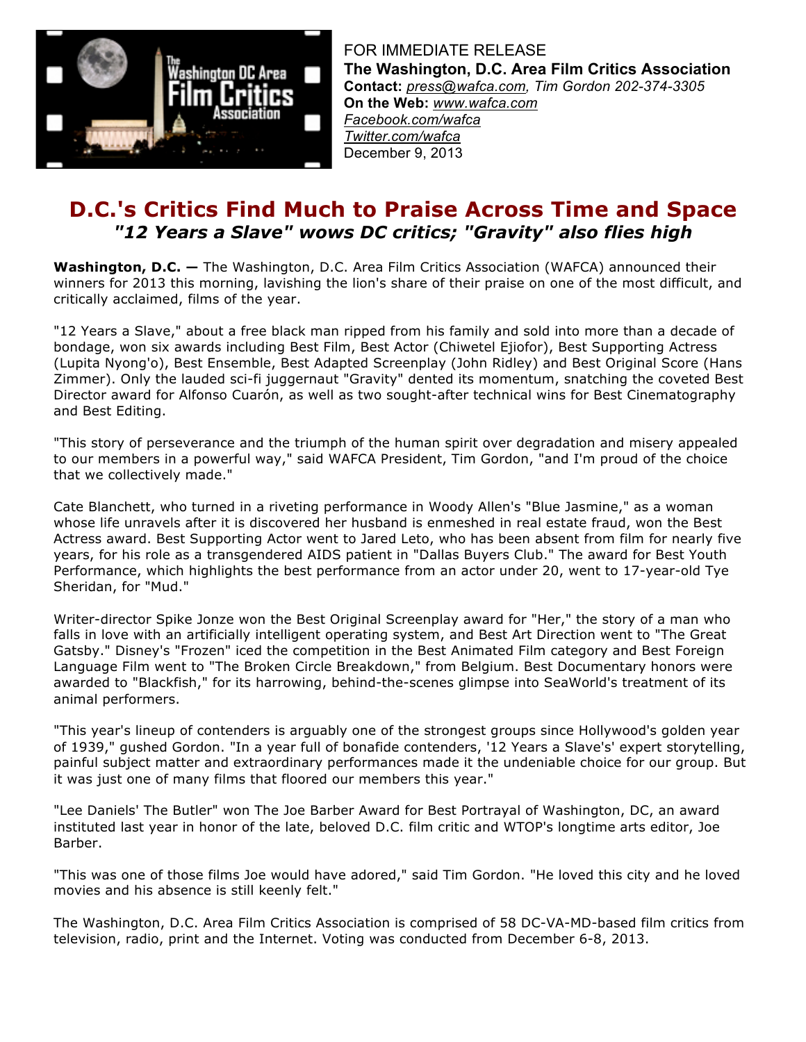FOR IMMEDIATE RELEASE
**The Washington, D.C. Area Film Critics Association**
**Contact:** *press@wafca.com, Tim Gordon 202-374-3305*
**On the Web:** *www.wafca.com*
*Facebook.com/wafca*
*Twitter.com/wafca*
December 9, 2013

# D.C.'s Critics Find Much to Praise Across Time and Space

## *"12 Years a Slave" wows DC critics; "Gravity" also flies high*

**Washington, D.C. —** The Washington, D.C. Area Film Critics Association (WAFCA) announced their winners for 2013 this morning, lavishing the lion's share of their praise on one of the most difficult, and critically acclaimed, films of the year.

"12 Years a Slave," about a free black man ripped from his family and sold into more than a decade of bondage, won six awards including Best Film, Best Actor (Chiwetel Ejiofor), Best Supporting Actress (Lupita Nyong'o), Best Ensemble, Best Adapted Screenplay (John Ridley) and Best Original Score (Hans Zimmer). Only the lauded sci-fi juggernaut "Gravity" dented its momentum, snatching the coveted Best Director award for Alfonso Cuarón, as well as two sought-after technical wins for Best Cinematography and Best Editing.

"This story of perseverance and the triumph of the human spirit over degradation and misery appealed to our members in a powerful way," said WAFCA President, Tim Gordon, "and I'm proud of the choice that we collectively made."

Cate Blanchett, who turned in a riveting performance in Woody Allen's "Blue Jasmine," as a woman whose life unravels after it is discovered her husband is enmeshed in real estate fraud, won the Best Actress award. Best Supporting Actor went to Jared Leto, who has been absent from film for nearly five years, for his role as a transgendered AIDS patient in "Dallas Buyers Club." The award for Best Youth Performance, which highlights the best performance from an actor under 20, went to 17-year-old Tye Sheridan, for "Mud."

Writer-director Spike Jonze won the Best Original Screenplay award for "Her," the story of a man who falls in love with an artificially intelligent operating system, and Best Art Direction went to "The Great Gatsby." Disney's "Frozen" iced the competition in the Best Animated Film category and Best Foreign Language Film went to "The Broken Circle Breakdown," from Belgium. Best Documentary honors were awarded to "Blackfish," for its harrowing, behind-the-scenes glimpse into SeaWorld's treatment of its animal performers.

"This year's lineup of contenders is arguably one of the strongest groups since Hollywood's golden year of 1939," gushed Gordon. "In a year full of bonafide contenders, '12 Years a Slave's' expert storytelling, painful subject matter and extraordinary performances made it the undeniable choice for our group. But it was just one of many films that floored our members this year."

"Lee Daniels' The Butler" won The Joe Barber Award for Best Portrayal of Washington, DC, an award instituted last year in honor of the late, beloved D.C. film critic and WTOP's longtime arts editor, Joe Barber.

"This was one of those films Joe would have adored," said Tim Gordon. "He loved this city and he loved movies and his absence is still keenly felt."

The Washington, D.C. Area Film Critics Association is comprised of 58 DC-VA-MD-based film critics from television, radio, print and the Internet. Voting was conducted from December 6-8, 2013.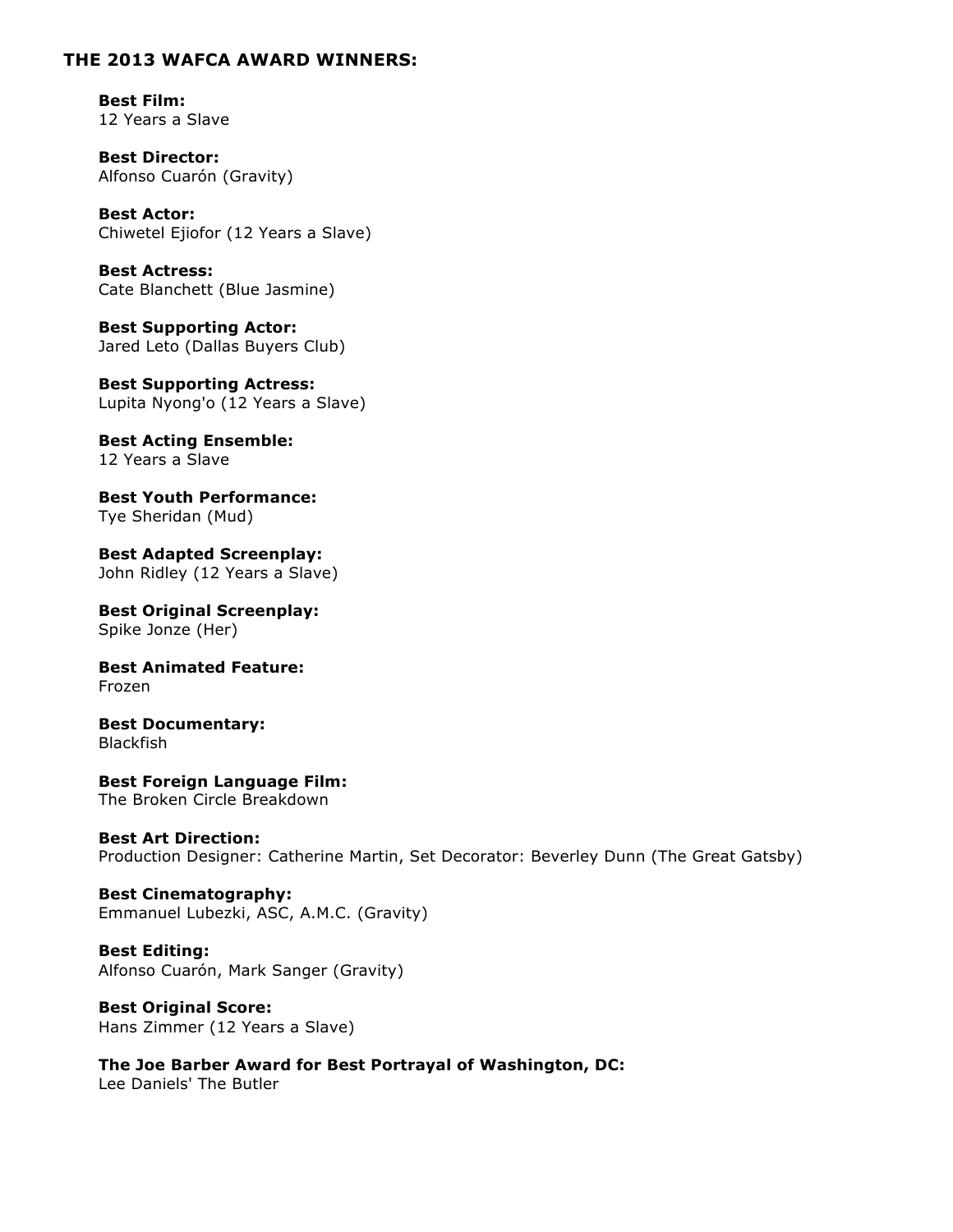## THE 2013 WAFCA AWARD WINNERS:

**Best Film:**
12 Years a Slave

**Best Director:**
Alfonso Cuarón (Gravity)

**Best Actor:**
Chiwetel Ejiofor (12 Years a Slave)

**Best Actress:**
Cate Blanchett (Blue Jasmine)

**Best Supporting Actor:**
Jared Leto (Dallas Buyers Club)

**Best Supporting Actress:**
Lupita Nyong'o (12 Years a Slave)

**Best Acting Ensemble:**
12 Years a Slave

**Best Youth Performance:**
Tye Sheridan (Mud)

**Best Adapted Screenplay:**
John Ridley (12 Years a Slave)

**Best Original Screenplay:**
Spike Jonze (Her)

**Best Animated Feature:**
Frozen

**Best Documentary:**
Blackfish

**Best Foreign Language Film:**
The Broken Circle Breakdown

**Best Art Direction:**
Production Designer: Catherine Martin, Set Decorator: Beverley Dunn (The Great Gatsby)

**Best Cinematography:**
Emmanuel Lubezki, ASC, A.M.C. (Gravity)

**Best Editing:**
Alfonso Cuarón, Mark Sanger (Gravity)

**Best Original Score:**
Hans Zimmer (12 Years a Slave)

**The Joe Barber Award for Best Portrayal of Washington, DC:**
Lee Daniels' The Butler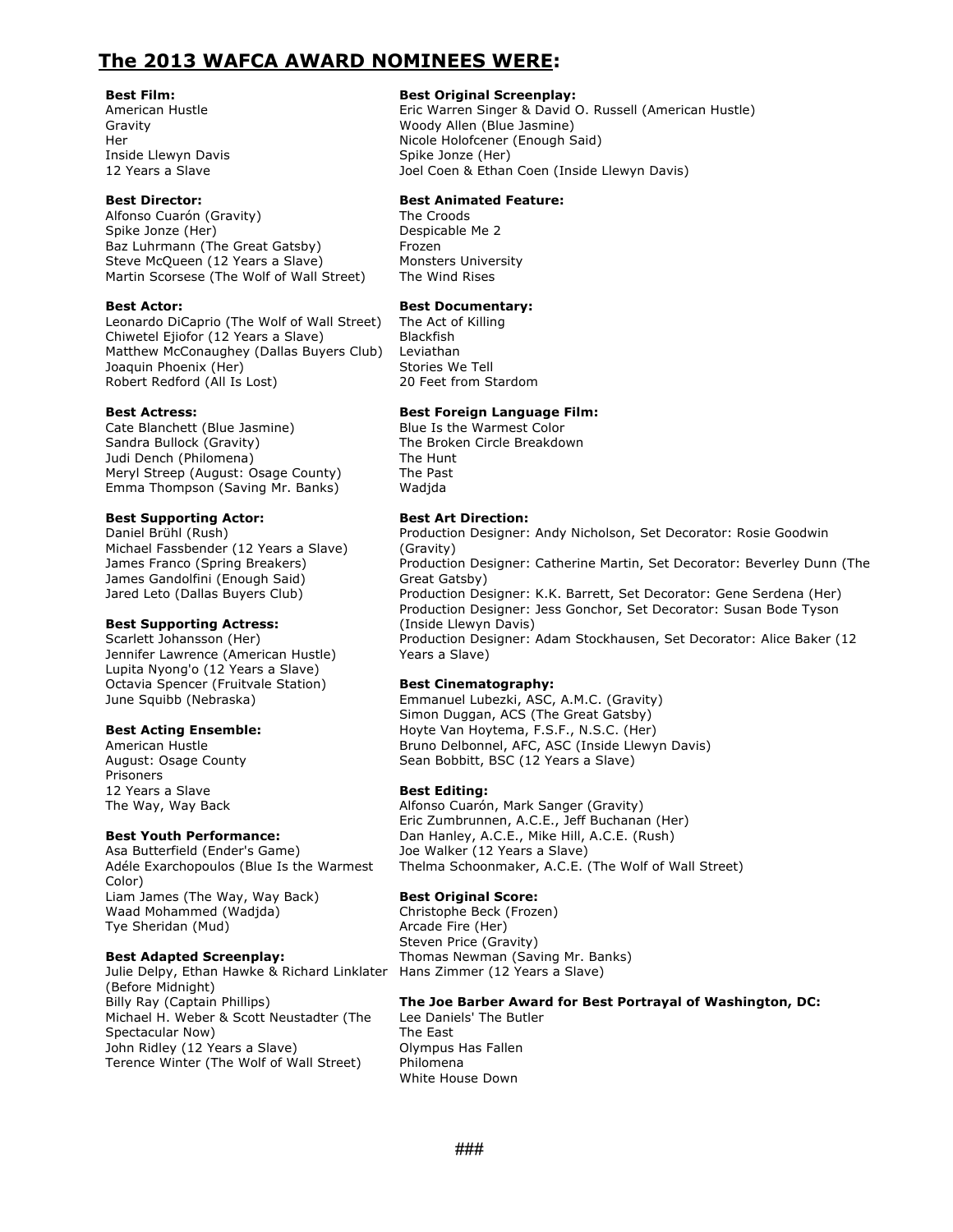## The 2013 WAFCA AWARD NOMINEES WERE:

**Best Film:**
American Hustle
Gravity
Her
Inside Llewyn Davis
12 Years a Slave

**Best Director:**
Alfonso Cuarón (Gravity)
Spike Jonze (Her)
Baz Luhrmann (The Great Gatsby)
Steve McQueen (12 Years a Slave)
Martin Scorsese (The Wolf of Wall Street)

**Best Actor:**
Leonardo DiCaprio (The Wolf of Wall Street)
Chiwetel Ejiofor (12 Years a Slave)
Matthew McConaughey (Dallas Buyers Club)
Joaquin Phoenix (Her)
Robert Redford (All Is Lost)

**Best Actress:**
Cate Blanchett (Blue Jasmine)
Sandra Bullock (Gravity)
Judi Dench (Philomena)
Meryl Streep (August: Osage County)
Emma Thompson (Saving Mr. Banks)

**Best Supporting Actor:**
Daniel Brühl (Rush)
Michael Fassbender (12 Years a Slave)
James Franco (Spring Breakers)
James Gandolfini (Enough Said)
Jared Leto (Dallas Buyers Club)

**Best Supporting Actress:**
Scarlett Johansson (Her)
Jennifer Lawrence (American Hustle)
Lupita Nyong'o (12 Years a Slave)
Octavia Spencer (Fruitvale Station)
June Squibb (Nebraska)

**Best Acting Ensemble:**
American Hustle
August: Osage County
Prisoners
12 Years a Slave
The Way, Way Back

**Best Youth Performance:**
Asa Butterfield (Ender's Game)
Adéle Exarchopoulos (Blue Is the Warmest Color)
Liam James (The Way, Way Back)
Waad Mohammed (Wadjda)
Tye Sheridan (Mud)

**Best Adapted Screenplay:**
Julie Delpy, Ethan Hawke & Richard Linklater (Before Midnight)
Billy Ray (Captain Phillips)
Michael H. Weber & Scott Neustadter (The Spectacular Now)
John Ridley (12 Years a Slave)
Terence Winter (The Wolf of Wall Street)

**Best Original Screenplay:**
Eric Warren Singer & David O. Russell (American Hustle)
Woody Allen (Blue Jasmine)
Nicole Holofcener (Enough Said)
Spike Jonze (Her)
Joel Coen & Ethan Coen (Inside Llewyn Davis)

**Best Animated Feature:**
The Croods
Despicable Me 2
Frozen
Monsters University
The Wind Rises

**Best Documentary:**
The Act of Killing
Blackfish
Leviathan
Stories We Tell
20 Feet from Stardom

**Best Foreign Language Film:**
Blue Is the Warmest Color
The Broken Circle Breakdown
The Hunt
The Past
Wadjda

**Best Art Direction:**
Production Designer: Andy Nicholson, Set Decorator: Rosie Goodwin (Gravity)
Production Designer: Catherine Martin, Set Decorator: Beverley Dunn (The Great Gatsby)
Production Designer: K.K. Barrett, Set Decorator: Gene Serdena (Her)
Production Designer: Jess Gonchor, Set Decorator: Susan Bode Tyson (Inside Llewyn Davis)
Production Designer: Adam Stockhausen, Set Decorator: Alice Baker (12 Years a Slave)

**Best Cinematography:**
Emmanuel Lubezki, ASC, A.M.C. (Gravity)
Simon Duggan, ACS (The Great Gatsby)
Hoyte Van Hoytema, F.S.F., N.S.C. (Her)
Bruno Delbonnel, AFC, ASC (Inside Llewyn Davis)
Sean Bobbitt, BSC (12 Years a Slave)

**Best Editing:**
Alfonso Cuarón, Mark Sanger (Gravity)
Eric Zumbrunnen, A.C.E., Jeff Buchanan (Her)
Dan Hanley, A.C.E., Mike Hill, A.C.E. (Rush)
Joe Walker (12 Years a Slave)
Thelma Schoonmaker, A.C.E. (The Wolf of Wall Street)

**Best Original Score:**
Christophe Beck (Frozen)
Arcade Fire (Her)
Steven Price (Gravity)
Thomas Newman (Saving Mr. Banks)
Hans Zimmer (12 Years a Slave)

**The Joe Barber Award for Best Portrayal of Washington, DC:**
Lee Daniels' The Butler
The East
Olympus Has Fallen
Philomena
White House Down

###